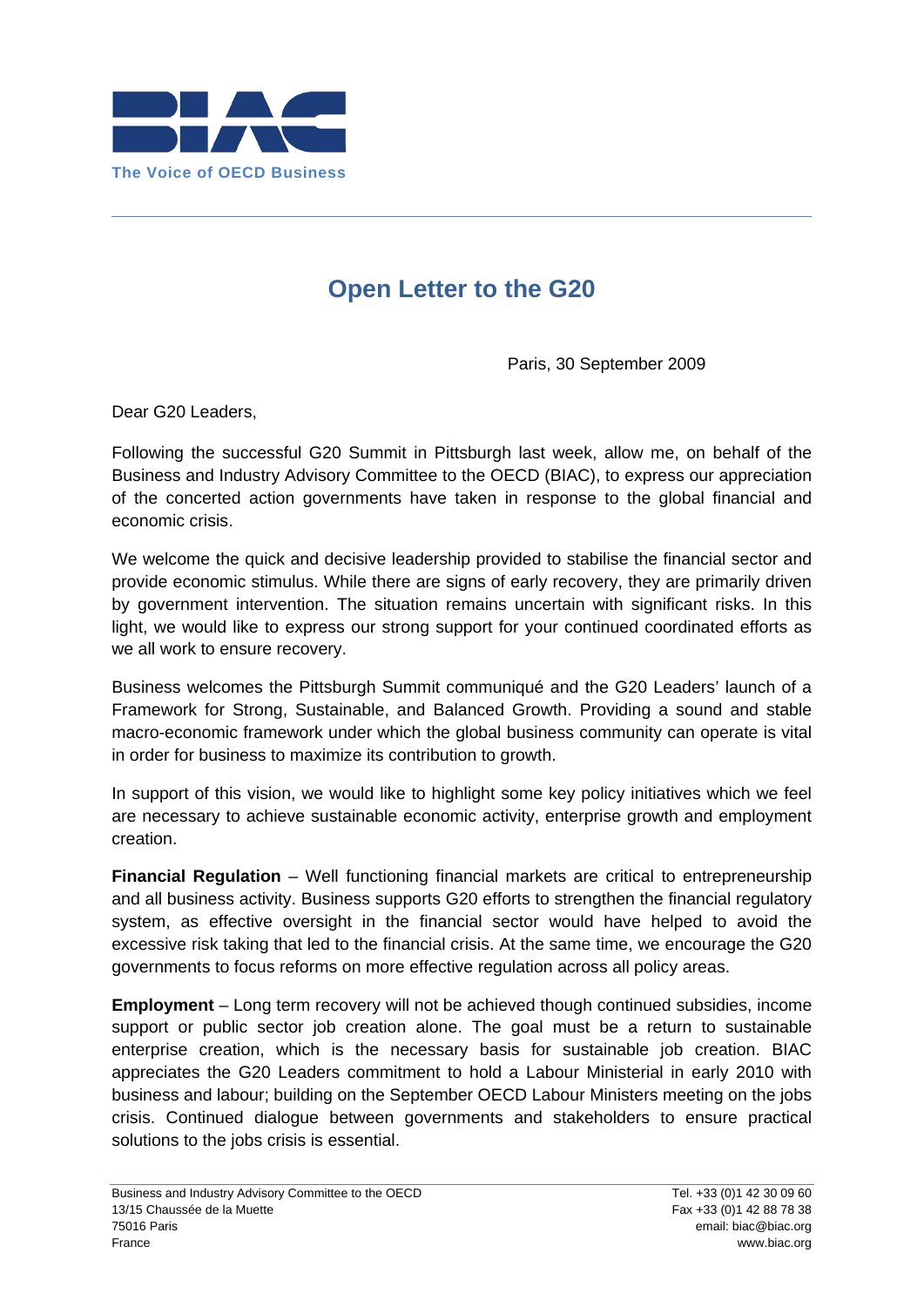The Voice of OECD Business

# Open Letter to the G20

Paris, 30 September 2009

Dear G20 Leaders,

Following the successful G20 Summit in Pittsburgh last week, allow me, on behalf of the Business and Industry Advisory Committee to the OECD (BIAC), to express our appreciation of the concerted action governments have taken in response to the global financial and economic crisis.

We welcome the quick and decisive leadership provided to stabilise the financial sector and provide economic stimulus. While there are signs of early recovery, they are primarily driven by government intervention. The situation remains uncertain with significant risks. In this light, we would like to express our strong support for your continued coordinated efforts as we all work to ensure recovery.

Business welcomes the Pittsburgh Summit communiqué and the G20 Leaders' launch of a Framework for Strong, Sustainable, and Balanced Growth. Providing a sound and stable macro-economic framework under which the global business community can operate is vital in order for business to maximize its contribution to growth.

In support of this vision, we would like to highlight some key policy initiatives which we feel are necessary to achieve sustainable economic activity, enterprise growth and employment creation.

**Financial Regulation** – Well functioning financial markets are critical to entrepreneurship and all business activity. Business supports G20 efforts to strengthen the financial regulatory system, as effective oversight in the financial sector would have helped to avoid the excessive risk taking that led to the financial crisis. At the same time, we encourage the G20 governments to focus reforms on more effective regulation across all policy areas.

**Employment** – Long term recovery will not be achieved though continued subsidies, income support or public sector job creation alone. The goal must be a return to sustainable enterprise creation, which is the necessary basis for sustainable job creation. BIAC appreciates the G20 Leaders commitment to hold a Labour Ministerial in early 2010 with business and labour; building on the September OECD Labour Ministers meeting on the jobs crisis. Continued dialogue between governments and stakeholders to ensure practical solutions to the jobs crisis is essential.

Business and Industry Advisory Committee to the OECD
13/15 Chaussée de la Muette
75016 Paris
France

Tel. +33 (0)1 42 30 09 60
Fax +33 (0)1 42 88 78 38
email: biac@biac.org
www.biac.org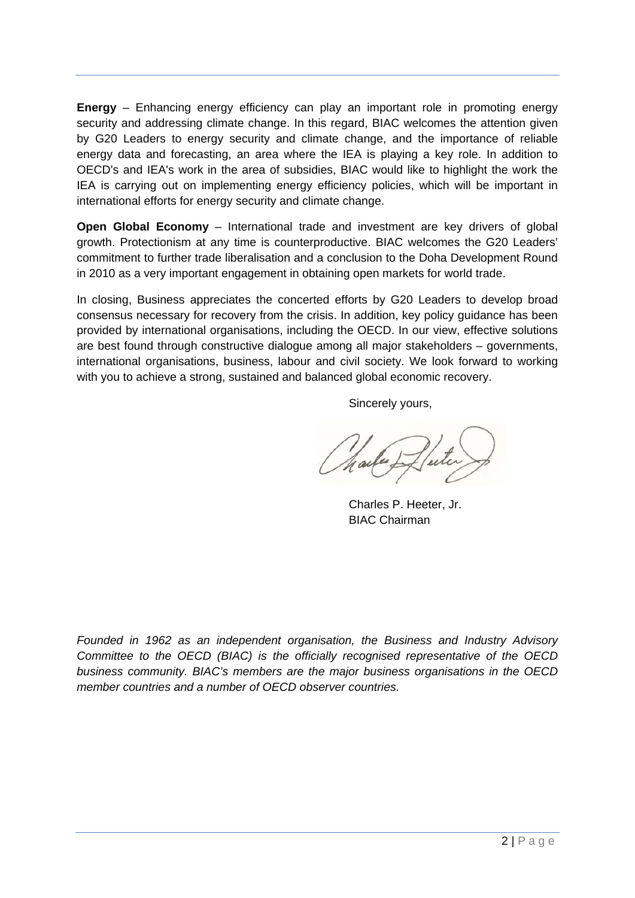**Energy** – Enhancing energy efficiency can play an important role in promoting energy security and addressing climate change. In this regard, BIAC welcomes the attention given by G20 Leaders to energy security and climate change, and the importance of reliable energy data and forecasting, an area where the IEA is playing a key role. In addition to OECD's and IEA's work in the area of subsidies, BIAC would like to highlight the work the IEA is carrying out on implementing energy efficiency policies, which will be important in international efforts for energy security and climate change.

**Open Global Economy** – International trade and investment are key drivers of global growth. Protectionism at any time is counterproductive. BIAC welcomes the G20 Leaders' commitment to further trade liberalisation and a conclusion to the Doha Development Round in 2010 as a very important engagement in obtaining open markets for world trade.

In closing, Business appreciates the concerted efforts by G20 Leaders to develop broad consensus necessary for recovery from the crisis. In addition, key policy guidance has been provided by international organisations, including the OECD. In our view, effective solutions are best found through constructive dialogue among all major stakeholders – governments, international organisations, business, labour and civil society. We look forward to working with you to achieve a strong, sustained and balanced global economic recovery.

Sincerely yours,

Charles P. Heeter, Jr.
BIAC Chairman

*Founded in 1962 as an independent organisation, the Business and Industry Advisory Committee to the OECD (BIAC) is the officially recognised representative of the OECD business community. BIAC's members are the major business organisations in the OECD member countries and a number of OECD observer countries.*